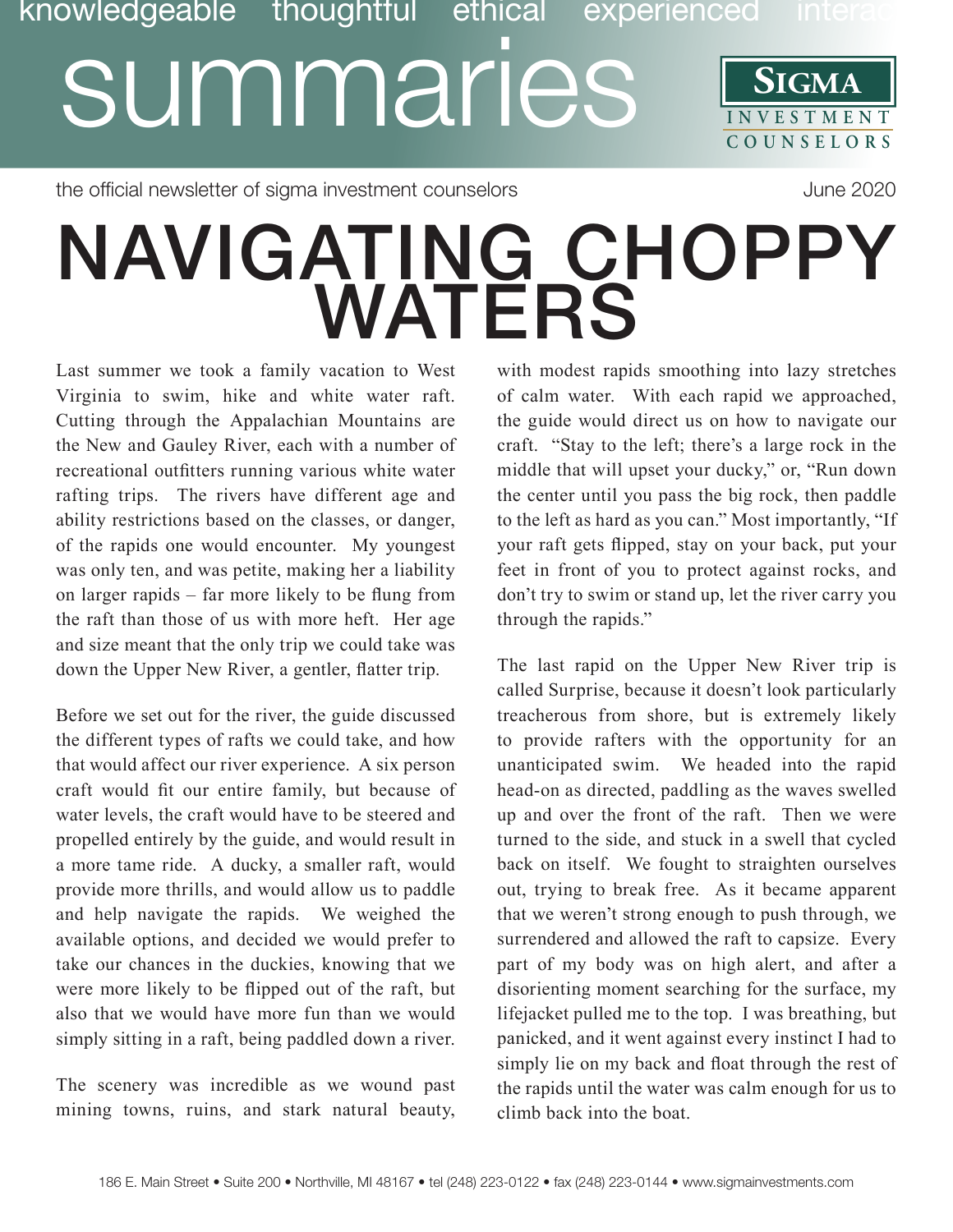knowledgeable thoughtful ethical experienced interac

# summaries

**SIGMA** INVESTMENT COUNSELORS

the official newsletter of sigma investment counselors

June 2020

# NAVIGATING CHOPPY WATERS

Last summer we took a family vacation to West Virginia to swim, hike and white water raft. Cutting through the Appalachian Mountains are the New and Gauley River, each with a number of recreational outfitters running various white water rafting trips. The rivers have different age and ability restrictions based on the classes, or danger, of the rapids one would encounter. My youngest was only ten, and was petite, making her a liability on larger rapids – far more likely to be flung from the raft than those of us with more heft. Her age and size meant that the only trip we could take was down the Upper New River, a gentler, flatter trip.

Before we set out for the river, the guide discussed the different types of rafts we could take, and how that would affect our river experience. A six person craft would fit our entire family, but because of water levels, the craft would have to be steered and propelled entirely by the guide, and would result in a more tame ride. A ducky, a smaller raft, would provide more thrills, and would allow us to paddle and help navigate the rapids. We weighed the available options, and decided we would prefer to take our chances in the duckies, knowing that we were more likely to be flipped out of the raft, but also that we would have more fun than we would simply sitting in a raft, being paddled down a river.

The scenery was incredible as we wound past mining towns, ruins, and stark natural beauty, with modest rapids smoothing into lazy stretches of calm water. With each rapid we approached, the guide would direct us on how to navigate our craft. "Stay to the left; there's a large rock in the middle that will upset your ducky," or, "Run down the center until you pass the big rock, then paddle to the left as hard as you can." Most importantly, "If your raft gets flipped, stay on your back, put your feet in front of you to protect against rocks, and don't try to swim or stand up, let the river carry you through the rapids."

The last rapid on the Upper New River trip is called Surprise, because it doesn't look particularly treacherous from shore, but is extremely likely to provide rafters with the opportunity for an unanticipated swim. We headed into the rapid head-on as directed, paddling as the waves swelled up and over the front of the raft. Then we were turned to the side, and stuck in a swell that cycled back on itself. We fought to straighten ourselves out, trying to break free. As it became apparent that we weren't strong enough to push through, we surrendered and allowed the raft to capsize. Every part of my body was on high alert, and after a disorienting moment searching for the surface, my lifejacket pulled me to the top. I was breathing, but panicked, and it went against every instinct I had to simply lie on my back and float through the rest of the rapids until the water was calm enough for us to climb back into the boat.

186 E. Main Street • Suite 200 • Northville, MI 48167 • tel (248) 223-0122 • fax (248) 223-0144 • www.sigmainvestments.com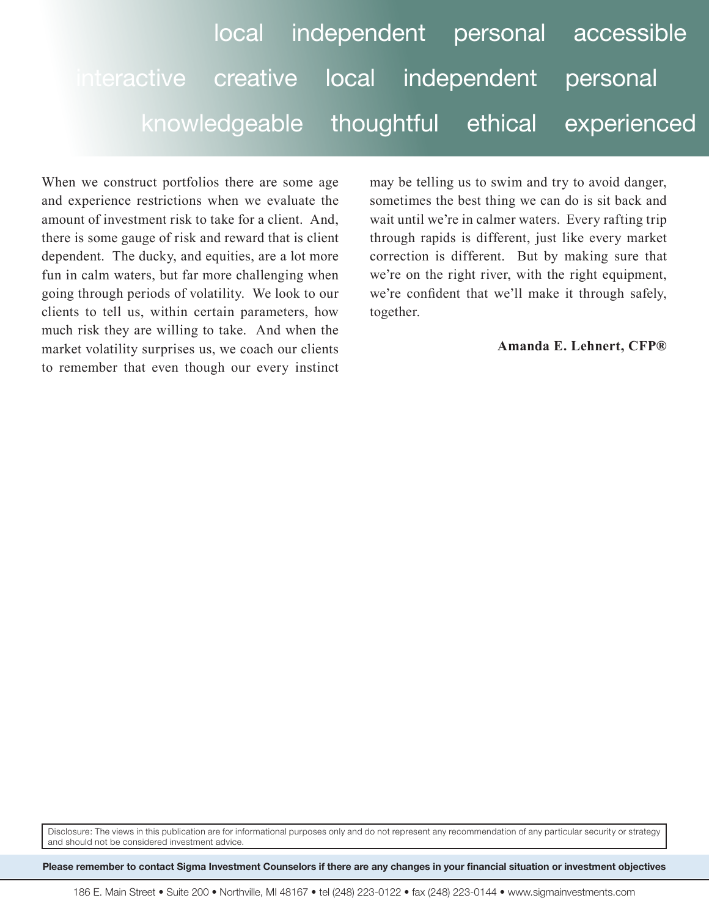local independent personal accessible

interactive creative local independent personal

knowledgeable thoughtful ethical experienced

When we construct portfolios there are some age and experience restrictions when we evaluate the amount of investment risk to take for a client. And, there is some gauge of risk and reward that is client dependent. The ducky, and equities, are a lot more fun in calm waters, but far more challenging when going through periods of volatility. We look to our clients to tell us, within certain parameters, how much risk they are willing to take. And when the market volatility surprises us, we coach our clients to remember that even though our every instinct may be telling us to swim and try to avoid danger, sometimes the best thing we can do is sit back and wait until we're in calmer waters. Every rafting trip through rapids is different, just like every market correction is different. But by making sure that we're on the right river, with the right equipment, we're confident that we'll make it through safely, together.

**Amanda E. Lehnert, CFP®**

Disclosure: The views in this publication are for informational purposes only and do not represent any recommendation of any particular security or strategy and should not be considered investment advice.

**Please remember to contact Sigma Investment Counselors if there are any changes in your financial situation or investment objectives**

186 E. Main Street • Suite 200 • Northville, MI 48167 • tel (248) 223-0122 • fax (248) 223-0144 • www.sigmainvestments.com